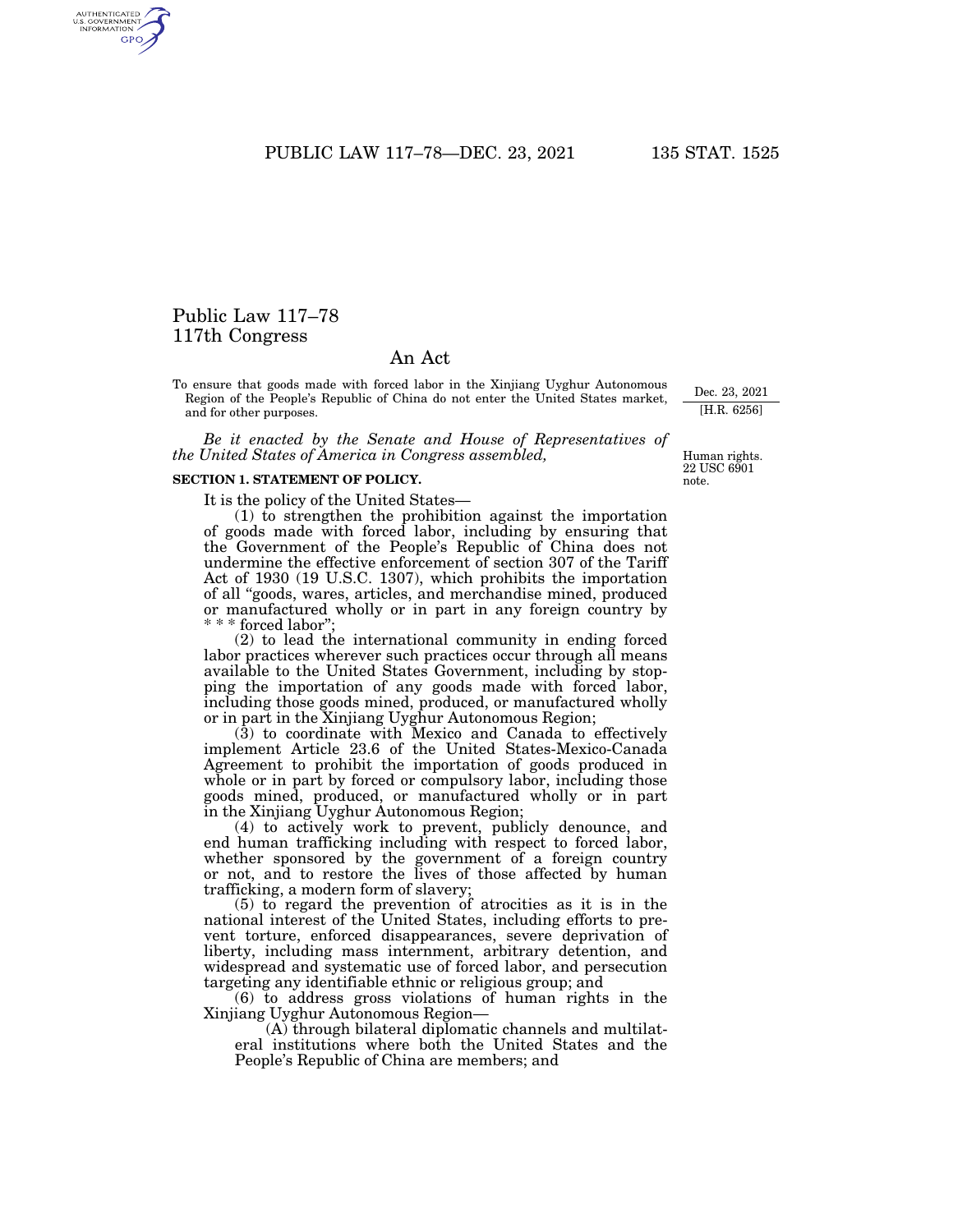# Public Law 117–78
## 117th Congress

## An Act

To ensure that goods made with forced labor in the Xinjiang Uyghur Autonomous Region of the People's Republic of China do not enter the United States market, and for other purposes.

Dec. 23, 2021
[H.R. 6256]

*Be it enacted by the Senate and House of Representatives of the United States of America in Congress assembled,*

Human rights.
22 USC 6901 note.

**SECTION 1. STATEMENT OF POLICY.**

It is the policy of the United States—

(1) to strengthen the prohibition against the importation of goods made with forced labor, including by ensuring that the Government of the People's Republic of China does not undermine the effective enforcement of section 307 of the Tariff Act of 1930 (19 U.S.C. 1307), which prohibits the importation of all "goods, wares, articles, and merchandise mined, produced or manufactured wholly or in part in any foreign country by * * * forced labor";

(2) to lead the international community in ending forced labor practices wherever such practices occur through all means available to the United States Government, including by stopping the importation of any goods made with forced labor, including those goods mined, produced, or manufactured wholly or in part in the Xinjiang Uyghur Autonomous Region;

(3) to coordinate with Mexico and Canada to effectively implement Article 23.6 of the United States-Mexico-Canada Agreement to prohibit the importation of goods produced in whole or in part by forced or compulsory labor, including those goods mined, produced, or manufactured wholly or in part in the Xinjiang Uyghur Autonomous Region;

(4) to actively work to prevent, publicly denounce, and end human trafficking including with respect to forced labor, whether sponsored by the government of a foreign country or not, and to restore the lives of those affected by human trafficking, a modern form of slavery;

(5) to regard the prevention of atrocities as it is in the national interest of the United States, including efforts to prevent torture, enforced disappearances, severe deprivation of liberty, including mass internment, arbitrary detention, and widespread and systematic use of forced labor, and persecution targeting any identifiable ethnic or religious group; and

(6) to address gross violations of human rights in the Xinjiang Uyghur Autonomous Region—

(A) through bilateral diplomatic channels and multilateral institutions where both the United States and the People's Republic of China are members; and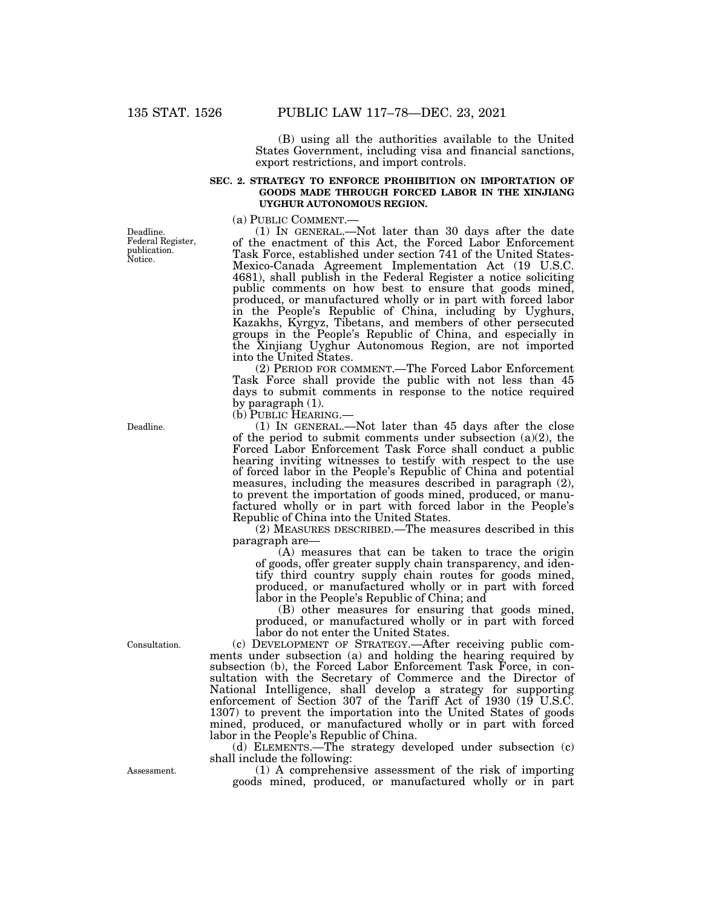(B) using all the authorities available to the United States Government, including visa and financial sanctions, export restrictions, and import controls.

## SEC. 2. STRATEGY TO ENFORCE PROHIBITION ON IMPORTATION OF GOODS MADE THROUGH FORCED LABOR IN THE XINJIANG UYGHUR AUTONOMOUS REGION.

Deadline. Federal Register, publication. Notice.

(a) PUBLIC COMMENT.—

(1) IN GENERAL.—Not later than 30 days after the date of the enactment of this Act, the Forced Labor Enforcement Task Force, established under section 741 of the United States-Mexico-Canada Agreement Implementation Act (19 U.S.C. 4681), shall publish in the Federal Register a notice soliciting public comments on how best to ensure that goods mined, produced, or manufactured wholly or in part with forced labor in the People's Republic of China, including by Uyghurs, Kazakhs, Kyrgyz, Tibetans, and members of other persecuted groups in the People's Republic of China, and especially in the Xinjiang Uyghur Autonomous Region, are not imported into the United States.

(2) PERIOD FOR COMMENT.—The Forced Labor Enforcement Task Force shall provide the public with not less than 45 days to submit comments in response to the notice required by paragraph (1).

Deadline.

(b) PUBLIC HEARING.—

(1) IN GENERAL.—Not later than 45 days after the close of the period to submit comments under subsection (a)(2), the Forced Labor Enforcement Task Force shall conduct a public hearing inviting witnesses to testify with respect to the use of forced labor in the People's Republic of China and potential measures, including the measures described in paragraph (2), to prevent the importation of goods mined, produced, or manufactured wholly or in part with forced labor in the People's Republic of China into the United States.

(2) MEASURES DESCRIBED.—The measures described in this paragraph are—

(A) measures that can be taken to trace the origin of goods, offer greater supply chain transparency, and identify third country supply chain routes for goods mined, produced, or manufactured wholly or in part with forced labor in the People's Republic of China; and

(B) other measures for ensuring that goods mined, produced, or manufactured wholly or in part with forced labor do not enter the United States.

Consultation.

(c) DEVELOPMENT OF STRATEGY.—After receiving public comments under subsection (a) and holding the hearing required by subsection (b), the Forced Labor Enforcement Task Force, in consultation with the Secretary of Commerce and the Director of National Intelligence, shall develop a strategy for supporting enforcement of Section 307 of the Tariff Act of 1930 (19 U.S.C. 1307) to prevent the importation into the United States of goods mined, produced, or manufactured wholly or in part with forced labor in the People's Republic of China.

(d) ELEMENTS.—The strategy developed under subsection (c) shall include the following:

Assessment.

(1) A comprehensive assessment of the risk of importing goods mined, produced, or manufactured wholly or in part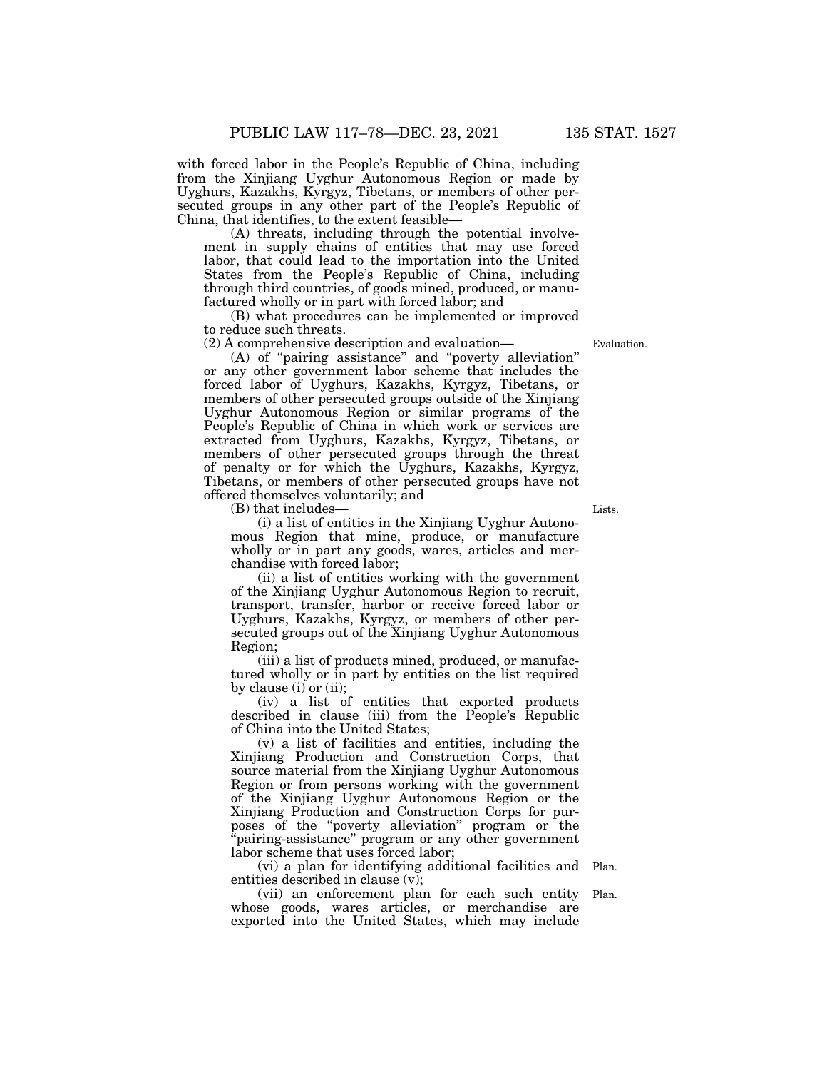with forced labor in the People's Republic of China, including from the Xinjiang Uyghur Autonomous Region or made by Uyghurs, Kazakhs, Kyrgyz, Tibetans, or members of other persecuted groups in any other part of the People's Republic of China, that identifies, to the extent feasible—

(A) threats, including through the potential involvement in supply chains of entities that may use forced labor, that could lead to the importation into the United States from the People's Republic of China, including through third countries, of goods mined, produced, or manufactured wholly or in part with forced labor; and

(B) what procedures can be implemented or improved to reduce such threats.

(2) A comprehensive description and evaluation—

Evaluation.

(A) of "pairing assistance" and "poverty alleviation" or any other government labor scheme that includes the forced labor of Uyghurs, Kazakhs, Kyrgyz, Tibetans, or members of other persecuted groups outside of the Xinjiang Uyghur Autonomous Region or similar programs of the People's Republic of China in which work or services are extracted from Uyghurs, Kazakhs, Kyrgyz, Tibetans, or members of other persecuted groups through the threat of penalty or for which the Uyghurs, Kazakhs, Kyrgyz, Tibetans, or members of other persecuted groups have not offered themselves voluntarily; and

(B) that includes—

Lists.

(i) a list of entities in the Xinjiang Uyghur Autonomous Region that mine, produce, or manufacture wholly or in part any goods, wares, articles and merchandise with forced labor;

(ii) a list of entities working with the government of the Xinjiang Uyghur Autonomous Region to recruit, transport, transfer, harbor or receive forced labor or Uyghurs, Kazakhs, Kyrgyz, or members of other persecuted groups out of the Xinjiang Uyghur Autonomous Region;

(iii) a list of products mined, produced, or manufactured wholly or in part by entities on the list required by clause (i) or (ii);

(iv) a list of entities that exported products described in clause (iii) from the People's Republic of China into the United States;

(v) a list of facilities and entities, including the Xinjiang Production and Construction Corps, that source material from the Xinjiang Uyghur Autonomous Region or from persons working with the government of the Xinjiang Uyghur Autonomous Region or the Xinjiang Production and Construction Corps for purposes of the "poverty alleviation" program or the "pairing-assistance" program or any other government labor scheme that uses forced labor;

Plan.

(vi) a plan for identifying additional facilities and entities described in clause (v);

Plan.

(vii) an enforcement plan for each such entity whose goods, wares articles, or merchandise are exported into the United States, which may include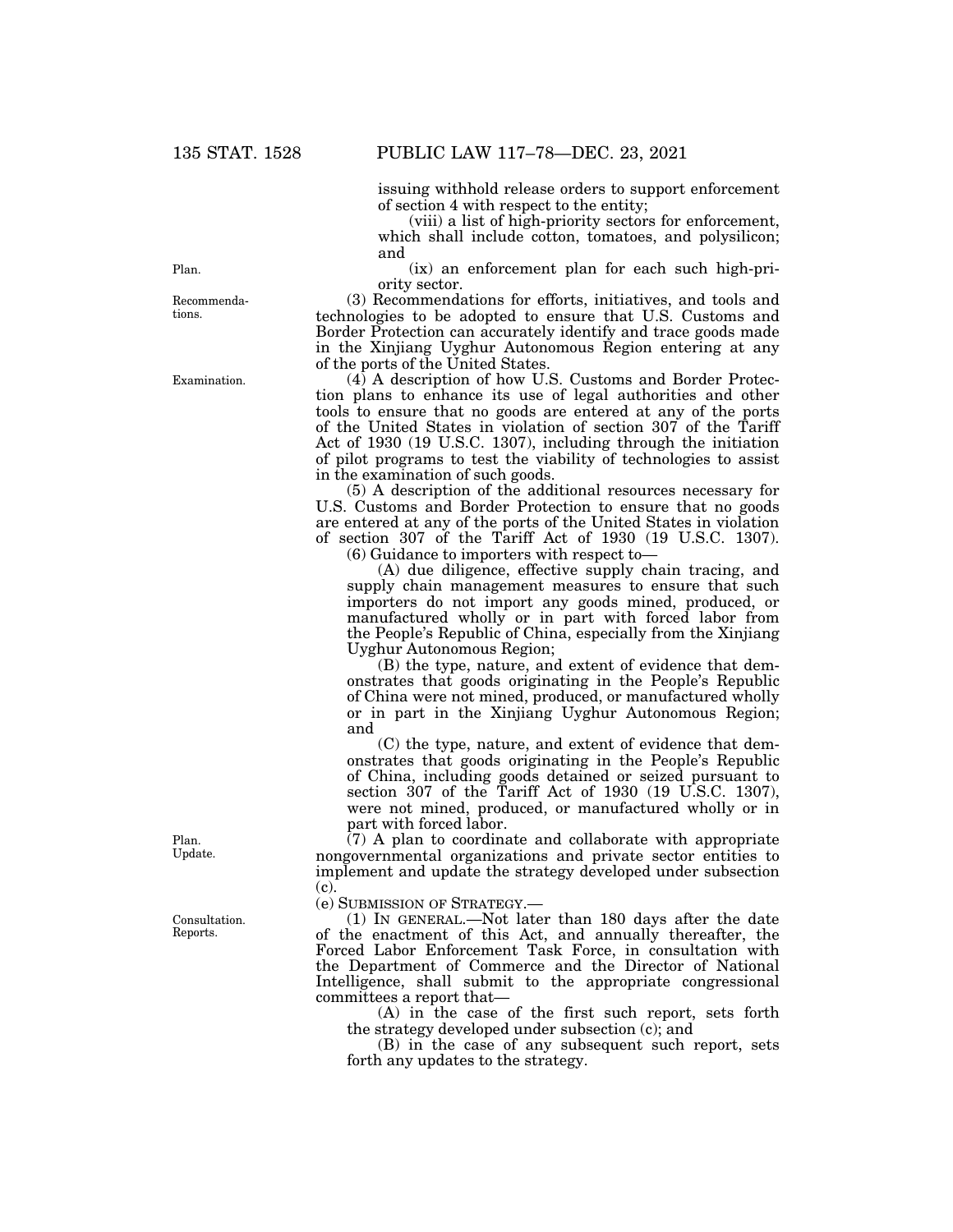issuing withhold release orders to support enforcement of section 4 with respect to the entity;

(viii) a list of high-priority sectors for enforcement, which shall include cotton, tomatoes, and polysilicon; and

(ix) an enforcement plan for each such high-priority sector.

(3) Recommendations for efforts, initiatives, and tools and technologies to be adopted to ensure that U.S. Customs and Border Protection can accurately identify and trace goods made in the Xinjiang Uyghur Autonomous Region entering at any of the ports of the United States.

(4) A description of how U.S. Customs and Border Protection plans to enhance its use of legal authorities and other tools to ensure that no goods are entered at any of the ports of the United States in violation of section 307 of the Tariff Act of 1930 (19 U.S.C. 1307), including through the initiation of pilot programs to test the viability of technologies to assist in the examination of such goods.

(5) A description of the additional resources necessary for U.S. Customs and Border Protection to ensure that no goods are entered at any of the ports of the United States in violation of section 307 of the Tariff Act of 1930 (19 U.S.C. 1307).

(6) Guidance to importers with respect to—

(A) due diligence, effective supply chain tracing, and supply chain management measures to ensure that such importers do not import any goods mined, produced, or manufactured wholly or in part with forced labor from the People's Republic of China, especially from the Xinjiang Uyghur Autonomous Region;

(B) the type, nature, and extent of evidence that demonstrates that goods originating in the People's Republic of China were not mined, produced, or manufactured wholly or in part in the Xinjiang Uyghur Autonomous Region; and

(C) the type, nature, and extent of evidence that demonstrates that goods originating in the People's Republic of China, including goods detained or seized pursuant to section 307 of the Tariff Act of 1930 (19 U.S.C. 1307), were not mined, produced, or manufactured wholly or in part with forced labor.

(7) A plan to coordinate and collaborate with appropriate nongovernmental organizations and private sector entities to implement and update the strategy developed under subsection (c).

(e) SUBMISSION OF STRATEGY.—

(1) IN GENERAL.—Not later than 180 days after the date of the enactment of this Act, and annually thereafter, the Forced Labor Enforcement Task Force, in consultation with the Department of Commerce and the Director of National Intelligence, shall submit to the appropriate congressional committees a report that—

(A) in the case of the first such report, sets forth the strategy developed under subsection (c); and

(B) in the case of any subsequent such report, sets forth any updates to the strategy.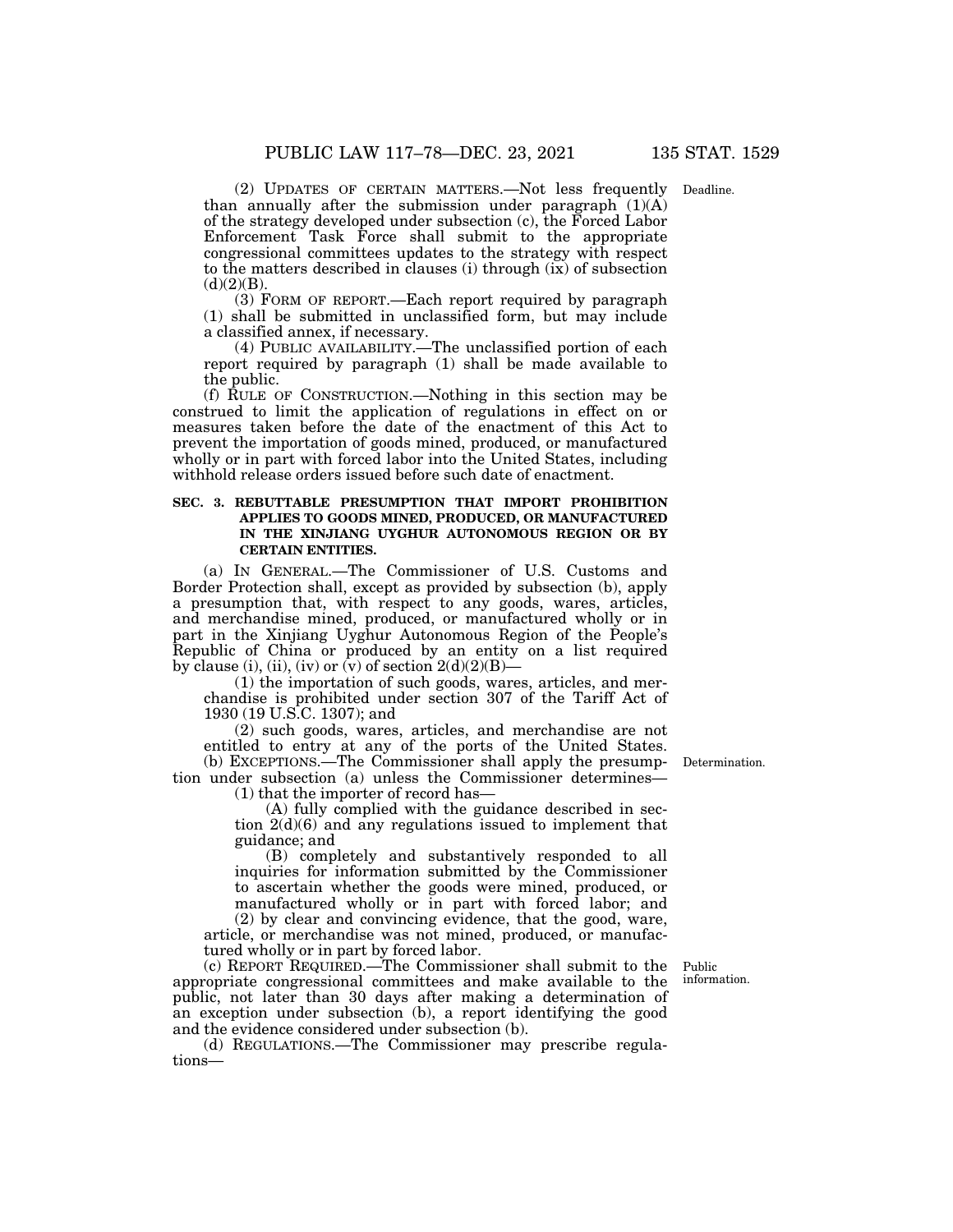(2) UPDATES OF CERTAIN MATTERS.—Not less frequently than annually after the submission under paragraph (1)(A) of the strategy developed under subsection (c), the Forced Labor Enforcement Task Force shall submit to the appropriate congressional committees updates to the strategy with respect to the matters described in clauses (i) through (ix) of subsection (d)(2)(B).

Deadline.

(3) FORM OF REPORT.—Each report required by paragraph (1) shall be submitted in unclassified form, but may include a classified annex, if necessary.

(4) PUBLIC AVAILABILITY.—The unclassified portion of each report required by paragraph (1) shall be made available to the public.

(f) RULE OF CONSTRUCTION.—Nothing in this section may be construed to limit the application of regulations in effect on or measures taken before the date of the enactment of this Act to prevent the importation of goods mined, produced, or manufactured wholly or in part with forced labor into the United States, including withhold release orders issued before such date of enactment.

## SEC. 3. REBUTTABLE PRESUMPTION THAT IMPORT PROHIBITION APPLIES TO GOODS MINED, PRODUCED, OR MANUFACTURED IN THE XINJIANG UYGHUR AUTONOMOUS REGION OR BY CERTAIN ENTITIES.

(a) IN GENERAL.—The Commissioner of U.S. Customs and Border Protection shall, except as provided by subsection (b), apply a presumption that, with respect to any goods, wares, articles, and merchandise mined, produced, or manufactured wholly or in part in the Xinjiang Uyghur Autonomous Region of the People's Republic of China or produced by an entity on a list required by clause (i), (ii), (iv) or (v) of section 2(d)(2)(B)—

(1) the importation of such goods, wares, articles, and merchandise is prohibited under section 307 of the Tariff Act of 1930 (19 U.S.C. 1307); and

(2) such goods, wares, articles, and merchandise are not entitled to entry at any of the ports of the United States.

(b) EXCEPTIONS.—The Commissioner shall apply the presumption under subsection (a) unless the Commissioner determines—

Determination.

(1) that the importer of record has—

(A) fully complied with the guidance described in section 2(d)(6) and any regulations issued to implement that guidance; and

(B) completely and substantively responded to all inquiries for information submitted by the Commissioner to ascertain whether the goods were mined, produced, or manufactured wholly or in part with forced labor; and

(2) by clear and convincing evidence, that the good, ware, article, or merchandise was not mined, produced, or manufactured wholly or in part by forced labor.

(c) REPORT REQUIRED.—The Commissioner shall submit to the appropriate congressional committees and make available to the public, not later than 30 days after making a determination of an exception under subsection (b), a report identifying the good and the evidence considered under subsection (b).

Public information.

(d) REGULATIONS.—The Commissioner may prescribe regulations—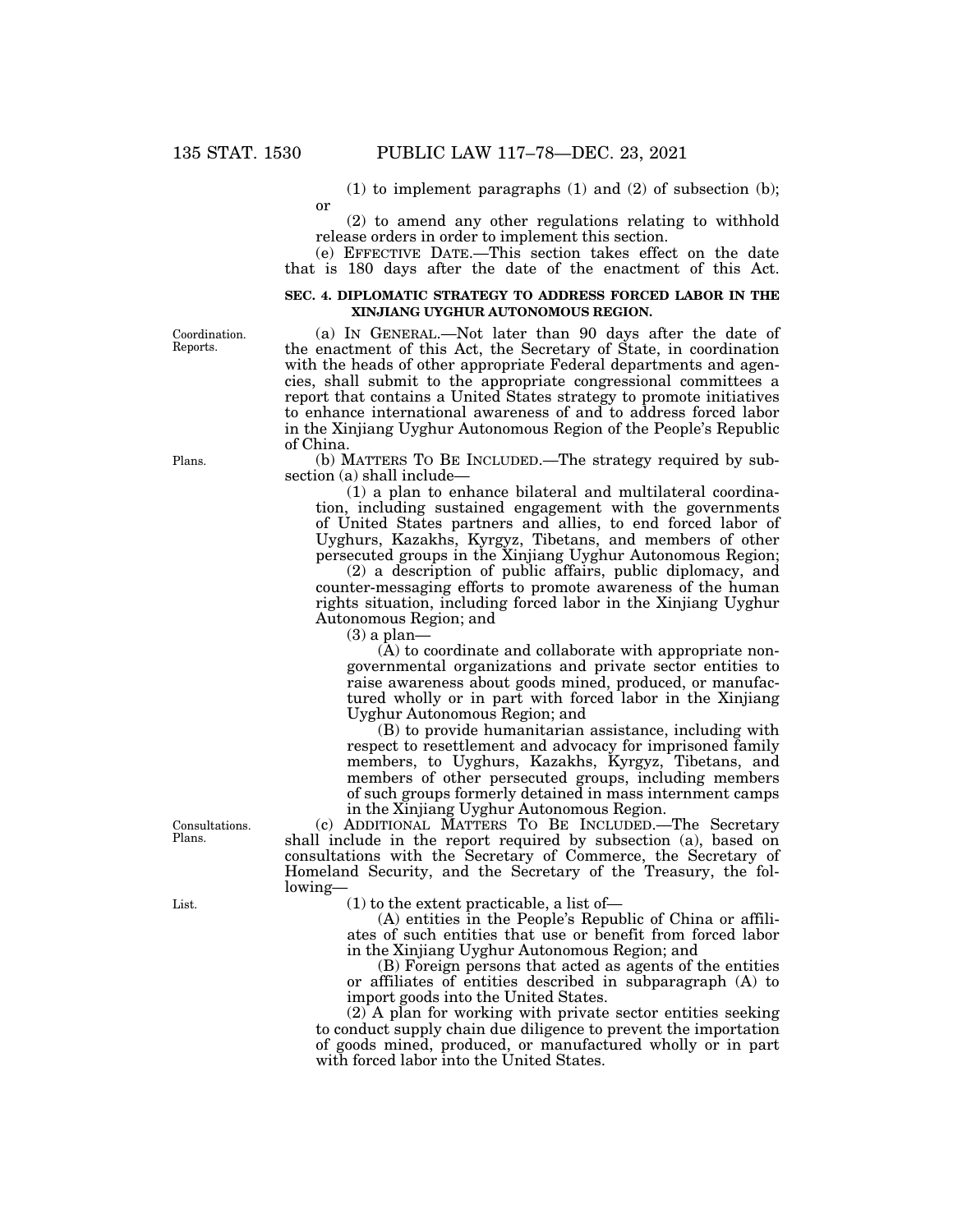(1) to implement paragraphs (1) and (2) of subsection (b); or

(2) to amend any other regulations relating to withhold release orders in order to implement this section.

(e) EFFECTIVE DATE.—This section takes effect on the date that is 180 days after the date of the enactment of this Act.

### SEC. 4. DIPLOMATIC STRATEGY TO ADDRESS FORCED LABOR IN THE XINJIANG UYGHUR AUTONOMOUS REGION.

Coordination. Reports.

(a) IN GENERAL.—Not later than 90 days after the date of the enactment of this Act, the Secretary of State, in coordination with the heads of other appropriate Federal departments and agencies, shall submit to the appropriate congressional committees a report that contains a United States strategy to promote initiatives to enhance international awareness of and to address forced labor in the Xinjiang Uyghur Autonomous Region of the People's Republic of China.

Plans.

(b) MATTERS TO BE INCLUDED.—The strategy required by subsection (a) shall include—

(1) a plan to enhance bilateral and multilateral coordination, including sustained engagement with the governments of United States partners and allies, to end forced labor of Uyghurs, Kazakhs, Kyrgyz, Tibetans, and members of other persecuted groups in the Xinjiang Uyghur Autonomous Region;

(2) a description of public affairs, public diplomacy, and counter-messaging efforts to promote awareness of the human rights situation, including forced labor in the Xinjiang Uyghur Autonomous Region; and

(3) a plan—

(A) to coordinate and collaborate with appropriate nongovernmental organizations and private sector entities to raise awareness about goods mined, produced, or manufactured wholly or in part with forced labor in the Xinjiang Uyghur Autonomous Region; and

(B) to provide humanitarian assistance, including with respect to resettlement and advocacy for imprisoned family members, to Uyghurs, Kazakhs, Kyrgyz, Tibetans, and members of other persecuted groups, including members of such groups formerly detained in mass internment camps in the Xinjiang Uyghur Autonomous Region.

Consultations. Plans.

(c) ADDITIONAL MATTERS TO BE INCLUDED.—The Secretary shall include in the report required by subsection (a), based on consultations with the Secretary of Commerce, the Secretary of Homeland Security, and the Secretary of the Treasury, the following—

List.

(1) to the extent practicable, a list of—

(A) entities in the People's Republic of China or affiliates of such entities that use or benefit from forced labor in the Xinjiang Uyghur Autonomous Region; and

(B) Foreign persons that acted as agents of the entities or affiliates of entities described in subparagraph (A) to import goods into the United States.

(2) A plan for working with private sector entities seeking to conduct supply chain due diligence to prevent the importation of goods mined, produced, or manufactured wholly or in part with forced labor into the United States.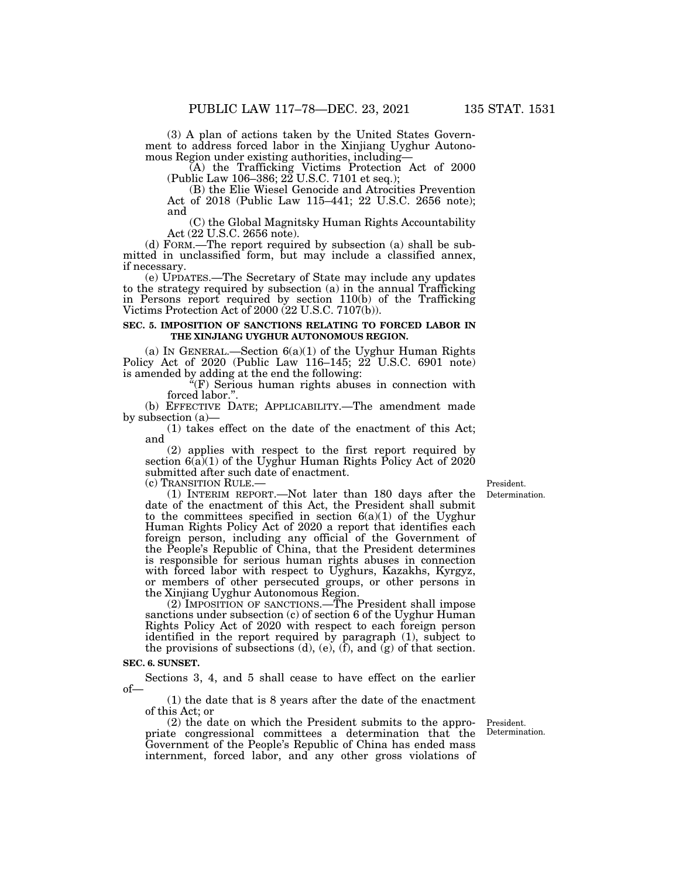(3) A plan of actions taken by the United States Government to address forced labor in the Xinjiang Uyghur Autonomous Region under existing authorities, including—

(A) the Trafficking Victims Protection Act of 2000 (Public Law 106–386; 22 U.S.C. 7101 et seq.);

(B) the Elie Wiesel Genocide and Atrocities Prevention Act of 2018 (Public Law 115–441; 22 U.S.C. 2656 note); and

(C) the Global Magnitsky Human Rights Accountability Act (22 U.S.C. 2656 note).

(d) FORM.—The report required by subsection (a) shall be submitted in unclassified form, but may include a classified annex, if necessary.

(e) UPDATES.—The Secretary of State may include any updates to the strategy required by subsection (a) in the annual Trafficking in Persons report required by section 110(b) of the Trafficking Victims Protection Act of 2000 (22 U.S.C. 7107(b)).

**SEC. 5. IMPOSITION OF SANCTIONS RELATING TO FORCED LABOR IN THE XINJIANG UYGHUR AUTONOMOUS REGION.**

(a) IN GENERAL.—Section 6(a)(1) of the Uyghur Human Rights Policy Act of 2020 (Public Law 116–145; 22 U.S.C. 6901 note) is amended by adding at the end the following:

"(F) Serious human rights abuses in connection with forced labor.".

(b) EFFECTIVE DATE; APPLICABILITY.—The amendment made by subsection (a)—

(1) takes effect on the date of the enactment of this Act; and

(2) applies with respect to the first report required by section 6(a)(1) of the Uyghur Human Rights Policy Act of 2020 submitted after such date of enactment.

(c) TRANSITION RULE.—

(1) INTERIM REPORT.—Not later than 180 days after the date of the enactment of this Act, the President shall submit to the committees specified in section 6(a)(1) of the Uyghur Human Rights Policy Act of 2020 a report that identifies each foreign person, including any official of the Government of the People's Republic of China, that the President determines is responsible for serious human rights abuses in connection with forced labor with respect to Uyghurs, Kazakhs, Kyrgyz, or members of other persecuted groups, or other persons in the Xinjiang Uyghur Autonomous Region.

President. Determination.

(2) IMPOSITION OF SANCTIONS.—The President shall impose sanctions under subsection (c) of section 6 of the Uyghur Human Rights Policy Act of 2020 with respect to each foreign person identified in the report required by paragraph (1), subject to the provisions of subsections (d), (e), (f), and (g) of that section.

**SEC. 6. SUNSET.**

Sections 3, 4, and 5 shall cease to have effect on the earlier of—

(1) the date that is 8 years after the date of the enactment of this Act; or

(2) the date on which the President submits to the appropriate congressional committees a determination that the Government of the People's Republic of China has ended mass internment, forced labor, and any other gross violations of

President. Determination.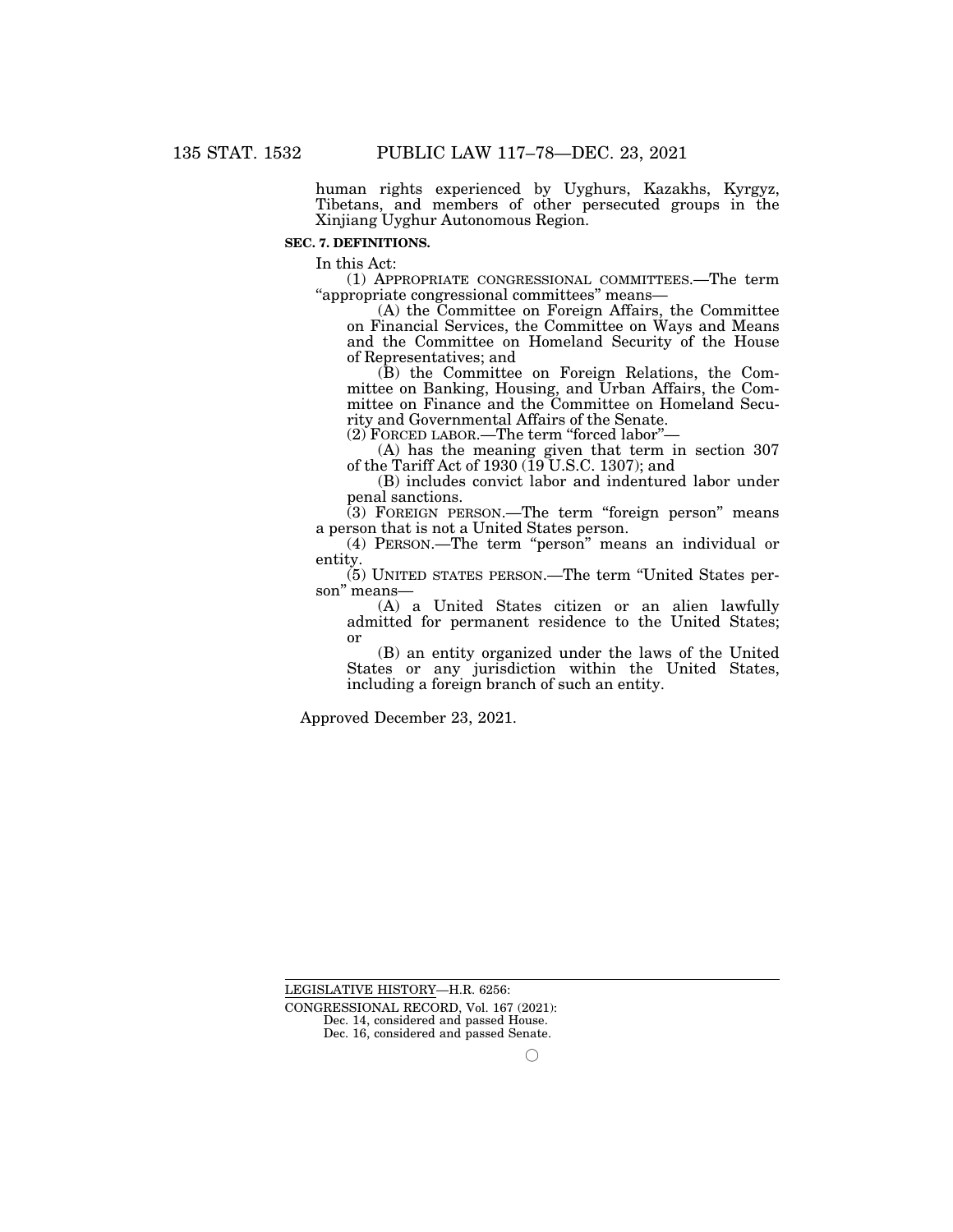human rights experienced by Uyghurs, Kazakhs, Kyrgyz, Tibetans, and members of other persecuted groups in the Xinjiang Uyghur Autonomous Region.

**SEC. 7. DEFINITIONS.**

In this Act:

(1) APPROPRIATE CONGRESSIONAL COMMITTEES.—The term "appropriate congressional committees" means—

(A) the Committee on Foreign Affairs, the Committee on Financial Services, the Committee on Ways and Means and the Committee on Homeland Security of the House of Representatives; and

(B) the Committee on Foreign Relations, the Committee on Banking, Housing, and Urban Affairs, the Committee on Finance and the Committee on Homeland Security and Governmental Affairs of the Senate.

(2) FORCED LABOR.—The term "forced labor"—

(A) has the meaning given that term in section 307 of the Tariff Act of 1930 (19 U.S.C. 1307); and

(B) includes convict labor and indentured labor under penal sanctions.

(3) FOREIGN PERSON.—The term "foreign person" means a person that is not a United States person.

(4) PERSON.—The term "person" means an individual or entity.

(5) UNITED STATES PERSON.—The term "United States person" means—

(A) a United States citizen or an alien lawfully admitted for permanent residence to the United States; or

(B) an entity organized under the laws of the United States or any jurisdiction within the United States, including a foreign branch of such an entity.

Approved December 23, 2021.

---

LEGISLATIVE HISTORY—H.R. 6256:

CONGRESSIONAL RECORD, Vol. 167 (2021):
Dec. 14, considered and passed House.
Dec. 16, considered and passed Senate.